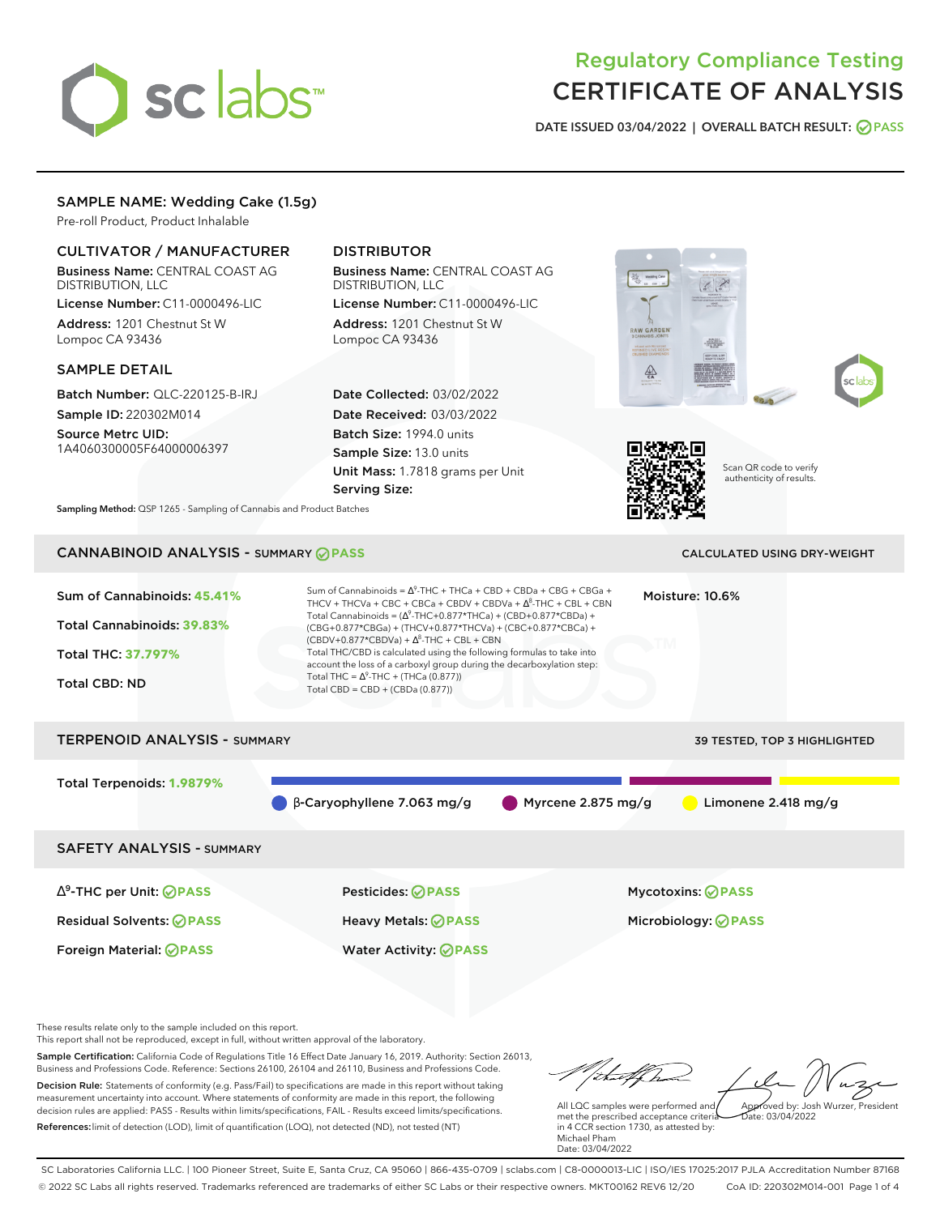# Regulatory Compliance Testing
# CERTIFICATE OF ANALYSIS

DATE ISSUED 03/04/2022 | OVERALL BATCH RESULT: PASS

## SAMPLE NAME: Wedding Cake (1.5g)

Pre-roll Product, Product Inhalable

### CULTIVATOR / MANUFACTURER

**Business Name:** CENTRAL COAST AG DISTRIBUTION, LLC

**License Number:** C11-0000496-LIC

**Address:** 1201 Chestnut St W Lompoc CA 93436

### DISTRIBUTOR

**Business Name:** CENTRAL COAST AG DISTRIBUTION, LLC

**License Number:** C11-0000496-LIC

**Address:** 1201 Chestnut St W Lompoc CA 93436

### SAMPLE DETAIL

**Batch Number:** QLC-220125-B-IRJ

**Sample ID:** 220302M014

**Source Metrc UID:** 1A4060300005F64000006397

**Date Collected:** 03/02/2022

**Date Received:** 03/03/2022

**Batch Size:** 1994.0 units

**Sample Size:** 13.0 units

**Unit Mass:** 1.7818 grams per Unit

**Serving Size:**

Scan QR code to verify authenticity of results.

**Sampling Method:** QSP 1265 - Sampling of Cannabis and Product Batches

## CANNABINOID ANALYSIS - SUMMARY PASS

CALCULATED USING DRY-WEIGHT

Sum of Cannabinoids: **45.41%**

Total Cannabinoids: **39.83%**

Total THC: **37.797%**

Total CBD: ND

Moisture: 10.6%

Sum of Cannabinoids = $\Delta^9$-THC + THCa + CBD + CBDa + CBG + CBGa + THCV + THCVa + CBC + CBCa + CBDV + CBDVa + $\Delta^8$-THC + CBL + CBN

Total Cannabinoids = ($\Delta^9$-THC+0.877*THCa) + (CBD+0.877*CBDa) + (CBG+0.877*CBGa) + (THCV+0.877*THCVa) + (CBC+0.877*CBCa) + (CBDV+0.877*CBDVa) + $\Delta^8$-THC + CBL + CBN

Total THC/CBD is calculated using the following formulas to take into account the loss of a carboxyl group during the decarboxylation step:

Total THC = $\Delta^9$-THC + (THCa (0.877))

Total CBD = CBD + (CBDa (0.877))

## TERPENOID ANALYSIS - SUMMARY

39 TESTED, TOP 3 HIGHLIGHTED

Total Terpenoids: **1.9879%**

β-Caryophyllene 7.063 mg/g | Myrcene 2.875 mg/g | Limonene 2.418 mg/g

## SAFETY ANALYSIS - SUMMARY

| | | |
|---|---|---|
| $\Delta^9$-THC per Unit: PASS | Pesticides: PASS | Mycotoxins: PASS |
| Residual Solvents: PASS | Heavy Metals: PASS | Microbiology: PASS |
| Foreign Material: PASS | Water Activity: PASS | |

These results relate only to the sample included on this report.
This report shall not be reproduced, except in full, without written approval of the laboratory.

**Sample Certification:** California Code of Regulations Title 16 Effect Date January 16, 2019. Authority: Section 26013, Business and Professions Code. Reference: Sections 26100, 26104 and 26110, Business and Professions Code.

**Decision Rule:** Statements of conformity (e.g. Pass/Fail) to specifications are made in this report without taking measurement uncertainty into account. Where statements of conformity are made in this report, the following decision rules are applied: PASS - Results within limits/specifications, FAIL - Results exceed limits/specifications.

**References:** limit of detection (LOD), limit of quantification (LOQ), not detected (ND), not tested (NT)

All LQC samples were performed and met the prescribed acceptance criteria in 4 CCR section 1730, as attested by: Michael Pham
Date: 03/04/2022

Approved by: Josh Wurzer, President
Date: 03/04/2022

SC Laboratories California LLC. | 100 Pioneer Street, Suite E, Santa Cruz, CA 95060 | 866-435-0709 | sclabs.com | C8-0000013-LIC | ISO/IES 17025:2017 PJLA Accreditation Number 87168
© 2022 SC Labs all rights reserved. Trademarks referenced are trademarks of either SC Labs or their respective owners. MKT00162 REV6 12/20 CoA ID: 220302M014-001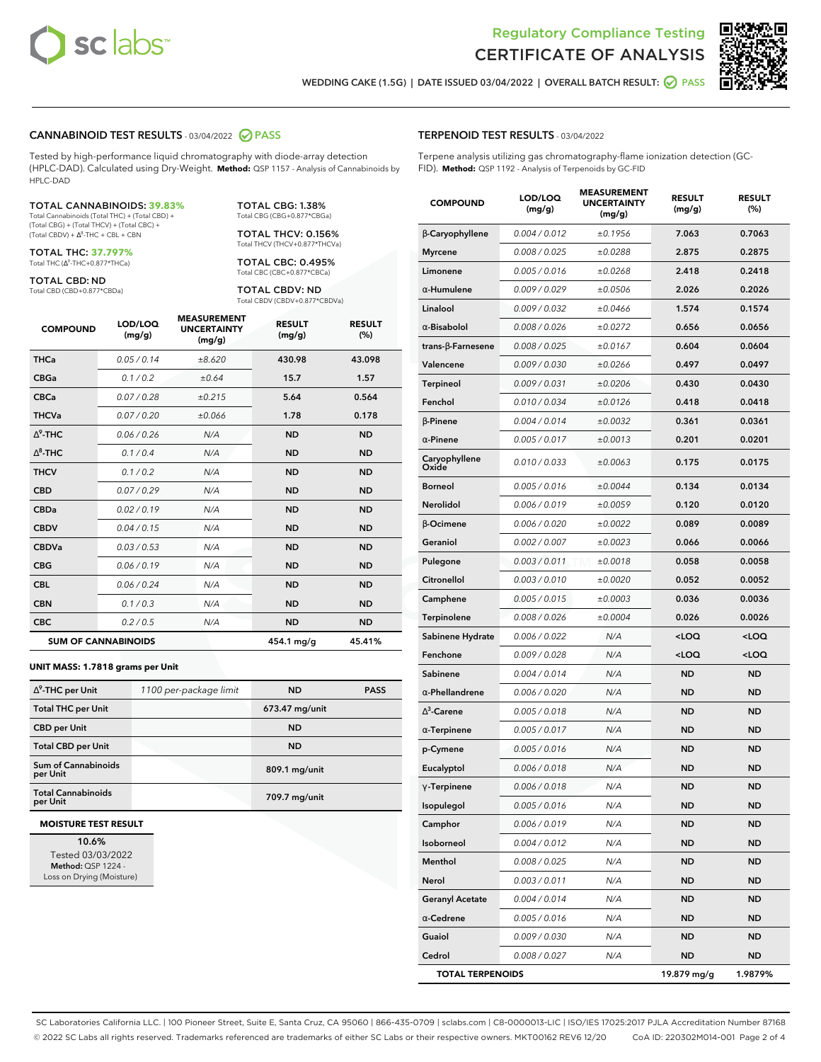Regulatory Compliance Testing
# CERTIFICATE OF ANALYSIS

WEDDING CAKE (1.5G) | DATE ISSUED 03/04/2022 | OVERALL BATCH RESULT: PASS

## CANNABINOID TEST RESULTS - 03/04/2022 PASS

Tested by high-performance liquid chromatography with diode-array detection (HPLC-DAD). Calculated using Dry-Weight. **Method:** QSP 1157 - Analysis of Cannabinoids by HPLC-DAD

**TOTAL CANNABINOIDS: 39.83%**
Total Cannabinoids (Total THC) + (Total CBD) + (Total CBG) + (Total THCV) + (Total CBC) + (Total CBDV) + $\Delta^8$-THC + CBL + CBN

**TOTAL THC: 37.797%**
Total THC ($\Delta^9$-THC+0.877*THCa)

**TOTAL CBD: ND**
Total CBD (CBD+0.877*CBDa)

**TOTAL CBG: 1.38%**
Total CBG (CBG+0.877*CBGa)

**TOTAL THCV: 0.156%**
Total THCV (THCV+0.877*THCVa)

**TOTAL CBC: 0.495%**
Total CBC (CBC+0.877*CBCa)

**TOTAL CBDV: ND**
Total CBDV (CBDV+0.877*CBDVa)

| COMPOUND | LOD/LOQ (mg/g) | MEASUREMENT UNCERTAINTY (mg/g) | RESULT (mg/g) | RESULT (%) |
|---|---|---|---|---|
| THCa | 0.05 / 0.14 | ±8.620 | 430.98 | 43.098 |
| CBGa | 0.1 / 0.2 | ±0.64 | 15.7 | 1.57 |
| CBCa | 0.07 / 0.28 | ±0.215 | 5.64 | 0.564 |
| THCVa | 0.07 / 0.20 | ±0.066 | 1.78 | 0.178 |
| $\Delta^9$-THC | 0.06 / 0.26 | N/A | ND | ND |
| $\Delta^8$-THC | 0.1 / 0.4 | N/A | ND | ND |
| THCV | 0.1 / 0.2 | N/A | ND | ND |
| CBD | 0.07 / 0.29 | N/A | ND | ND |
| CBDa | 0.02 / 0.19 | N/A | ND | ND |
| CBDV | 0.04 / 0.15 | N/A | ND | ND |
| CBDVa | 0.03 / 0.53 | N/A | ND | ND |
| CBG | 0.06 / 0.19 | N/A | ND | ND |
| CBL | 0.06 / 0.24 | N/A | ND | ND |
| CBN | 0.1 / 0.3 | N/A | ND | ND |
| CBC | 0.2 / 0.5 | N/A | ND | ND |
| **SUM OF CANNABINOIDS** | | | **454.1 mg/g** | **45.41%** |

**UNIT MASS: 1.7818 grams per Unit**

| | | | |
|---|---|---|---|
| $\Delta^9$-THC per Unit | 1100 per-package limit | ND | PASS |
| Total THC per Unit | | 673.47 mg/unit | |
| CBD per Unit | | ND | |
| Total CBD per Unit | | ND | |
| Sum of Cannabinoids per Unit | | 809.1 mg/unit | |
| Total Cannabinoids per Unit | | 709.7 mg/unit | |

**MOISTURE TEST RESULT**

10.6%
Tested 03/03/2022
**Method:** QSP 1224 - Loss on Drying (Moisture)

## TERPENOID TEST RESULTS - 03/04/2022

Terpene analysis utilizing gas chromatography-flame ionization detection (GC-FID). **Method:** QSP 1192 - Analysis of Terpenoids by GC-FID

| COMPOUND | LOD/LOQ (mg/g) | MEASUREMENT UNCERTAINTY (mg/g) | RESULT (mg/g) | RESULT (%) |
|---|---|---|---|---|
| β-Caryophyllene | 0.004 / 0.012 | ±0.1956 | 7.063 | 0.7063 |
| Myrcene | 0.008 / 0.025 | ±0.0288 | 2.875 | 0.2875 |
| Limonene | 0.005 / 0.016 | ±0.0268 | 2.418 | 0.2418 |
| α-Humulene | 0.009 / 0.029 | ±0.0506 | 2.026 | 0.2026 |
| Linalool | 0.009 / 0.032 | ±0.0466 | 1.574 | 0.1574 |
| α-Bisabolol | 0.008 / 0.026 | ±0.0272 | 0.656 | 0.0656 |
| trans-β-Farnesene | 0.008 / 0.025 | ±0.0167 | 0.604 | 0.0604 |
| Valencene | 0.009 / 0.030 | ±0.0266 | 0.497 | 0.0497 |
| Terpineol | 0.009 / 0.031 | ±0.0206 | 0.430 | 0.0430 |
| Fenchol | 0.010 / 0.034 | ±0.0126 | 0.418 | 0.0418 |
| β-Pinene | 0.004 / 0.014 | ±0.0032 | 0.361 | 0.0361 |
| α-Pinene | 0.005 / 0.017 | ±0.0013 | 0.201 | 0.0201 |
| Caryophyllene Oxide | 0.010 / 0.033 | ±0.0063 | 0.175 | 0.0175 |
| Borneol | 0.005 / 0.016 | ±0.0044 | 0.134 | 0.0134 |
| Nerolidol | 0.006 / 0.019 | ±0.0059 | 0.120 | 0.0120 |
| β-Ocimene | 0.006 / 0.020 | ±0.0022 | 0.089 | 0.0089 |
| Geraniol | 0.002 / 0.007 | ±0.0023 | 0.066 | 0.0066 |
| Pulegone | 0.003 / 0.011 | ±0.0018 | 0.058 | 0.0058 |
| Citronellol | 0.003 / 0.010 | ±0.0020 | 0.052 | 0.0052 |
| Camphene | 0.005 / 0.015 | ±0.0003 | 0.036 | 0.0036 |
| Terpinolene | 0.008 / 0.026 | ±0.0004 | 0.026 | 0.0026 |
| Sabinene Hydrate | 0.006 / 0.022 | N/A | <LOQ | <LOQ |
| Fenchone | 0.009 / 0.028 | N/A | <LOQ | <LOQ |
| Sabinene | 0.004 / 0.014 | N/A | ND | ND |
| α-Phellandrene | 0.006 / 0.020 | N/A | ND | ND |
| $\Delta^3$-Carene | 0.005 / 0.018 | N/A | ND | ND |
| α-Terpinene | 0.005 / 0.017 | N/A | ND | ND |
| p-Cymene | 0.005 / 0.016 | N/A | ND | ND |
| Eucalyptol | 0.006 / 0.018 | N/A | ND | ND |
| γ-Terpinene | 0.006 / 0.018 | N/A | ND | ND |
| Isopulegol | 0.005 / 0.016 | N/A | ND | ND |
| Camphor | 0.006 / 0.019 | N/A | ND | ND |
| Isoborneol | 0.004 / 0.012 | N/A | ND | ND |
| Menthol | 0.008 / 0.025 | N/A | ND | ND |
| Nerol | 0.003 / 0.011 | N/A | ND | ND |
| Geranyl Acetate | 0.004 / 0.014 | N/A | ND | ND |
| α-Cedrene | 0.005 / 0.016 | N/A | ND | ND |
| Guaiol | 0.009 / 0.030 | N/A | ND | ND |
| Cedrol | 0.008 / 0.027 | N/A | ND | ND |
| **TOTAL TERPENOIDS** | | | **19.879 mg/g** | **1.9879%** |

SC Laboratories California LLC. | 100 Pioneer Street, Suite E, Santa Cruz, CA 95060 | 866-435-0709 | sclabs.com | C8-0000013-LIC | ISO/IES 17025:2017 PJLA Accreditation Number 87168
© 2022 SC Labs all rights reserved. Trademarks referenced are trademarks of either SC Labs or their respective owners. MKT00162 REV6 12/20 CoA ID: 220302M014-001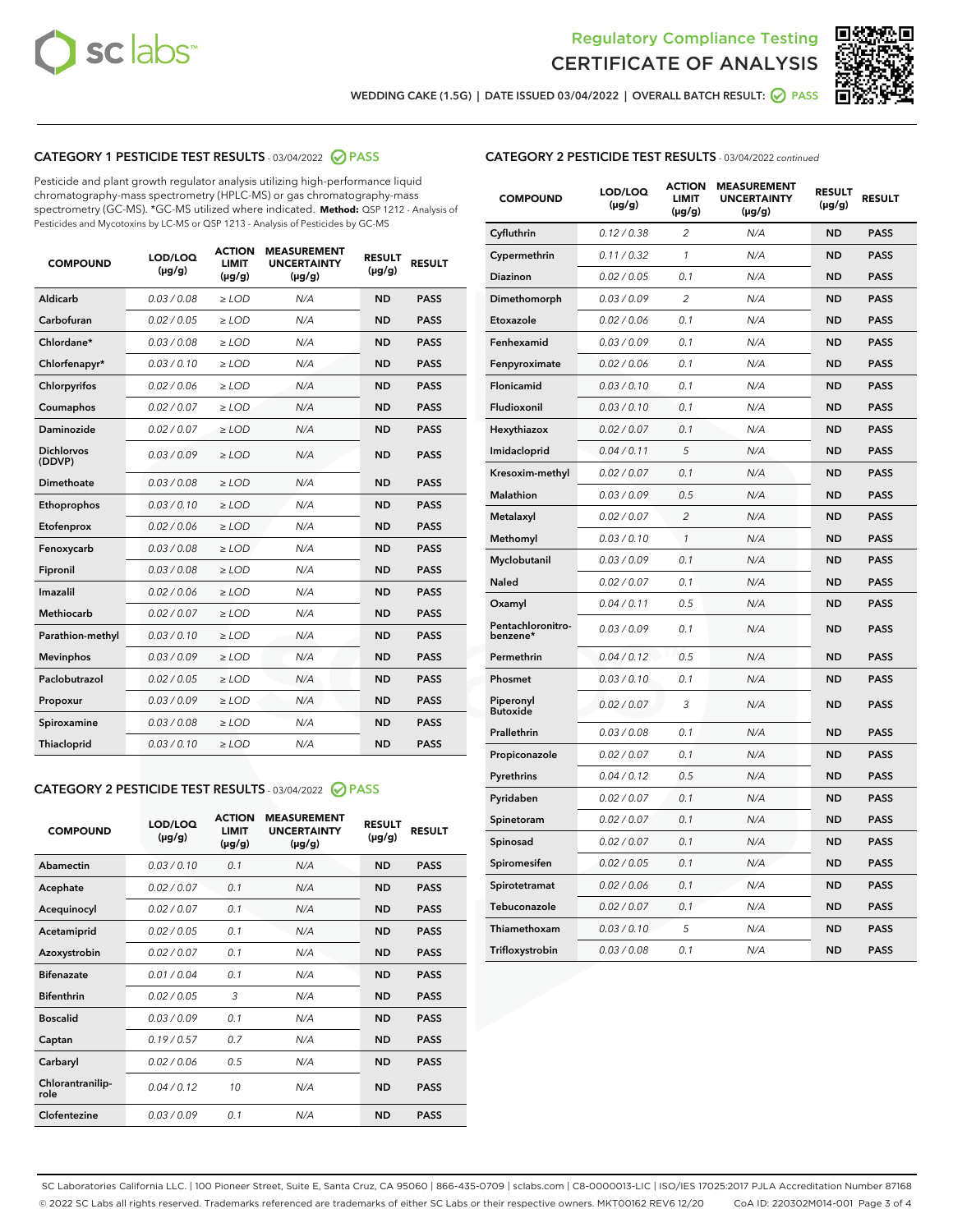# Regulatory Compliance Testing
# CERTIFICATE OF ANALYSIS

WEDDING CAKE (1.5G) | DATE ISSUED 03/04/2022 | OVERALL BATCH RESULT: PASS

## CATEGORY 1 PESTICIDE TEST RESULTS - 03/04/2022 PASS

Pesticide and plant growth regulator analysis utilizing high-performance liquid chromatography-mass spectrometry (HPLC-MS) or gas chromatography-mass spectrometry (GC-MS). *GC-MS utilized where indicated. **Method:** QSP 1212 - Analysis of Pesticides and Mycotoxins by LC-MS or QSP 1213 - Analysis of Pesticides by GC-MS

| COMPOUND | LOD/LOQ (µg/g) | ACTION LIMIT (µg/g) | MEASUREMENT UNCERTAINTY (µg/g) | RESULT (µg/g) | RESULT |
|---|---|---|---|---|---|
| Aldicarb | 0.03 / 0.08 | ≥ LOD | N/A | ND | PASS |
| Carbofuran | 0.02 / 0.05 | ≥ LOD | N/A | ND | PASS |
| Chlordane* | 0.03 / 0.08 | ≥ LOD | N/A | ND | PASS |
| Chlorfenapyr* | 0.03 / 0.10 | ≥ LOD | N/A | ND | PASS |
| Chlorpyrifos | 0.02 / 0.06 | ≥ LOD | N/A | ND | PASS |
| Coumaphos | 0.02 / 0.07 | ≥ LOD | N/A | ND | PASS |
| Daminozide | 0.02 / 0.07 | ≥ LOD | N/A | ND | PASS |
| Dichlorvos (DDVP) | 0.03 / 0.09 | ≥ LOD | N/A | ND | PASS |
| Dimethoate | 0.03 / 0.08 | ≥ LOD | N/A | ND | PASS |
| Ethoprophos | 0.03 / 0.10 | ≥ LOD | N/A | ND | PASS |
| Etofenprox | 0.02 / 0.06 | ≥ LOD | N/A | ND | PASS |
| Fenoxycarb | 0.03 / 0.08 | ≥ LOD | N/A | ND | PASS |
| Fipronil | 0.03 / 0.08 | ≥ LOD | N/A | ND | PASS |
| Imazalil | 0.02 / 0.06 | ≥ LOD | N/A | ND | PASS |
| Methiocarb | 0.02 / 0.07 | ≥ LOD | N/A | ND | PASS |
| Parathion-methyl | 0.03 / 0.10 | ≥ LOD | N/A | ND | PASS |
| Mevinphos | 0.03 / 0.09 | ≥ LOD | N/A | ND | PASS |
| Paclobutrazol | 0.02 / 0.05 | ≥ LOD | N/A | ND | PASS |
| Propoxur | 0.03 / 0.09 | ≥ LOD | N/A | ND | PASS |
| Spiroxamine | 0.03 / 0.08 | ≥ LOD | N/A | ND | PASS |
| Thiacloprid | 0.03 / 0.10 | ≥ LOD | N/A | ND | PASS |

## CATEGORY 2 PESTICIDE TEST RESULTS - 03/04/2022 PASS

| COMPOUND | LOD/LOQ (µg/g) | ACTION LIMIT (µg/g) | MEASUREMENT UNCERTAINTY (µg/g) | RESULT (µg/g) | RESULT |
|---|---|---|---|---|---|
| Abamectin | 0.03 / 0.10 | 0.1 | N/A | ND | PASS |
| Acephate | 0.02 / 0.07 | 0.1 | N/A | ND | PASS |
| Acequinocyl | 0.02 / 0.07 | 0.1 | N/A | ND | PASS |
| Acetamiprid | 0.02 / 0.05 | 0.1 | N/A | ND | PASS |
| Azoxystrobin | 0.02 / 0.07 | 0.1 | N/A | ND | PASS |
| Bifenazate | 0.01 / 0.04 | 0.1 | N/A | ND | PASS |
| Bifenthrin | 0.02 / 0.05 | 3 | N/A | ND | PASS |
| Boscalid | 0.03 / 0.09 | 0.1 | N/A | ND | PASS |
| Captan | 0.19 / 0.57 | 0.7 | N/A | ND | PASS |
| Carbaryl | 0.02 / 0.06 | 0.5 | N/A | ND | PASS |
| Chlorantraniliprole | 0.04 / 0.12 | 10 | N/A | ND | PASS |
| Clofentezine | 0.03 / 0.09 | 0.1 | N/A | ND | PASS |
| Cyfluthrin | 0.12 / 0.38 | 2 | N/A | ND | PASS |
| Cypermethrin | 0.11 / 0.32 | 1 | N/A | ND | PASS |
| Diazinon | 0.02 / 0.05 | 0.1 | N/A | ND | PASS |
| Dimethomorph | 0.03 / 0.09 | 2 | N/A | ND | PASS |
| Etoxazole | 0.02 / 0.06 | 0.1 | N/A | ND | PASS |
| Fenhexamid | 0.03 / 0.09 | 0.1 | N/A | ND | PASS |
| Fenpyroximate | 0.02 / 0.06 | 0.1 | N/A | ND | PASS |
| Flonicamid | 0.03 / 0.10 | 0.1 | N/A | ND | PASS |
| Fludioxonil | 0.03 / 0.10 | 0.1 | N/A | ND | PASS |
| Hexythiazox | 0.02 / 0.07 | 0.1 | N/A | ND | PASS |
| Imidacloprid | 0.04 / 0.11 | 5 | N/A | ND | PASS |
| Kresoxim-methyl | 0.02 / 0.07 | 0.1 | N/A | ND | PASS |
| Malathion | 0.03 / 0.09 | 0.5 | N/A | ND | PASS |
| Metalaxyl | 0.02 / 0.07 | 2 | N/A | ND | PASS |
| Methomyl | 0.03 / 0.10 | 1 | N/A | ND | PASS |
| Myclobutanil | 0.03 / 0.09 | 0.1 | N/A | ND | PASS |
| Naled | 0.02 / 0.07 | 0.1 | N/A | ND | PASS |
| Oxamyl | 0.04 / 0.11 | 0.5 | N/A | ND | PASS |
| Pentachloronitrobenzene* | 0.03 / 0.09 | 0.1 | N/A | ND | PASS |
| Permethrin | 0.04 / 0.12 | 0.5 | N/A | ND | PASS |
| Phosmet | 0.03 / 0.10 | 0.1 | N/A | ND | PASS |
| Piperonyl Butoxide | 0.02 / 0.07 | 3 | N/A | ND | PASS |
| Prallethrin | 0.03 / 0.08 | 0.1 | N/A | ND | PASS |
| Propiconazole | 0.02 / 0.07 | 0.1 | N/A | ND | PASS |
| Pyrethrins | 0.04 / 0.12 | 0.5 | N/A | ND | PASS |
| Pyridaben | 0.02 / 0.07 | 0.1 | N/A | ND | PASS |
| Spinetoram | 0.02 / 0.07 | 0.1 | N/A | ND | PASS |
| Spinosad | 0.02 / 0.07 | 0.1 | N/A | ND | PASS |
| Spiromesifen | 0.02 / 0.05 | 0.1 | N/A | ND | PASS |
| Spirotetramat | 0.02 / 0.06 | 0.1 | N/A | ND | PASS |
| Tebuconazole | 0.02 / 0.07 | 0.1 | N/A | ND | PASS |
| Thiamethoxam | 0.03 / 0.10 | 5 | N/A | ND | PASS |
| Trifloxystrobin | 0.03 / 0.08 | 0.1 | N/A | ND | PASS |

SC Laboratories California LLC. | 100 Pioneer Street, Suite E, Santa Cruz, CA 95060 | 866-435-0709 | sclabs.com | C8-0000013-LIC | ISO/IES 17025:2017 PJLA Accreditation Number 87168
© 2022 SC Labs all rights reserved. Trademarks referenced are trademarks of either SC Labs or their respective owners. MKT00162 REV6 12/20 CoA ID: 220302M014-001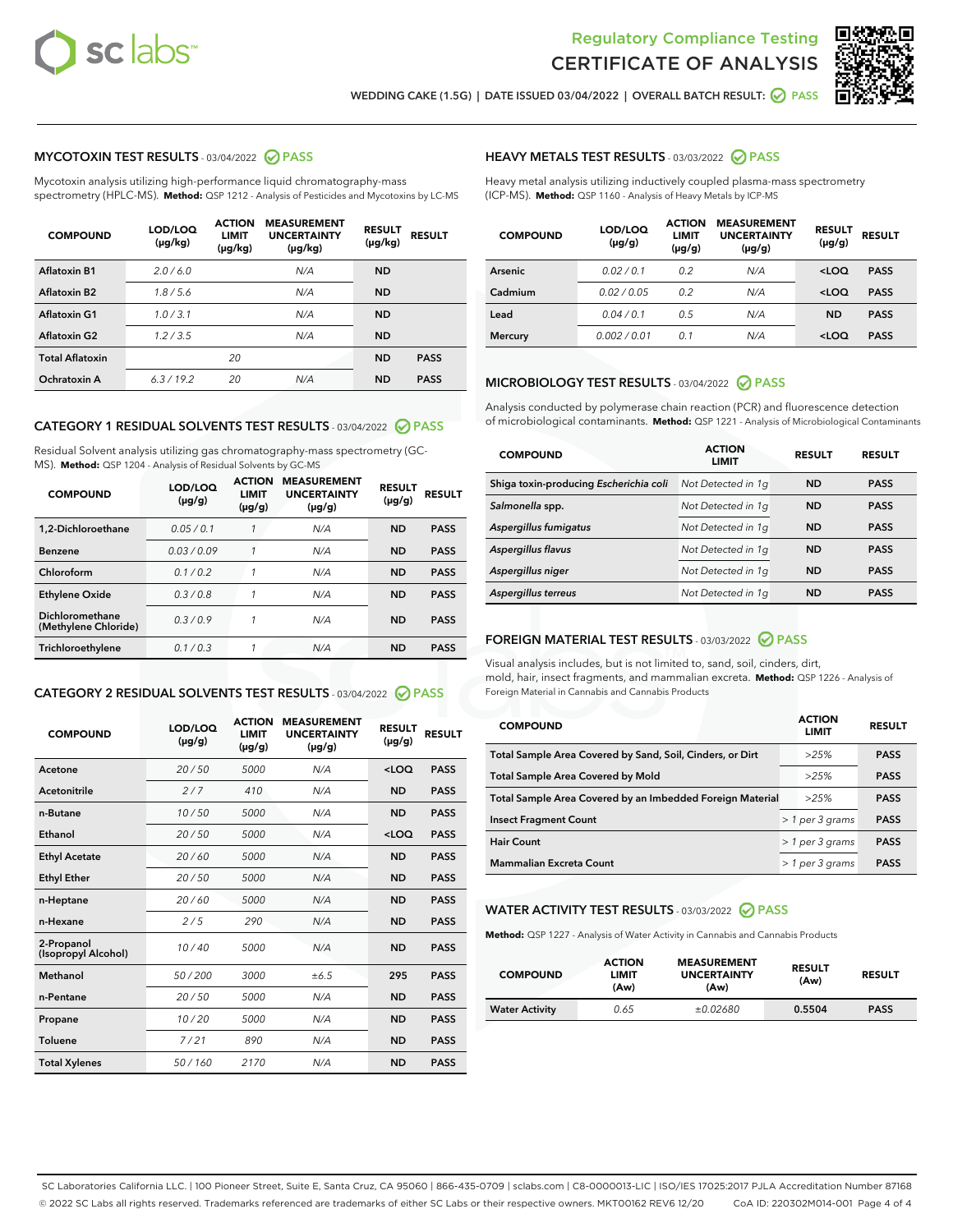Regulatory Compliance Testing

# CERTIFICATE OF ANALYSIS

WEDDING CAKE (1.5G) | DATE ISSUED 03/04/2022 | OVERALL BATCH RESULT: PASS

## MYCOTOXIN TEST RESULTS - 03/04/2022 PASS

Mycotoxin analysis utilizing high-performance liquid chromatography-mass spectrometry (HPLC-MS). **Method:** QSP 1212 - Analysis of Pesticides and Mycotoxins by LC-MS

| COMPOUND | LOD/LOQ (µg/kg) | ACTION LIMIT (µg/kg) | MEASUREMENT UNCERTAINTY (µg/kg) | RESULT (µg/kg) | RESULT |
|---|---|---|---|---|---|
| Aflatoxin B1 | 2.0 / 6.0 | | N/A | ND | |
| Aflatoxin B2 | 1.8 / 5.6 | | N/A | ND | |
| Aflatoxin G1 | 1.0 / 3.1 | | N/A | ND | |
| Aflatoxin G2 | 1.2 / 3.5 | | N/A | ND | |
| Total Aflatoxin | | 20 | | ND | PASS |
| Ochratoxin A | 6.3 / 19.2 | 20 | N/A | ND | PASS |

## CATEGORY 1 RESIDUAL SOLVENTS TEST RESULTS - 03/04/2022 PASS

Residual Solvent analysis utilizing gas chromatography-mass spectrometry (GC-MS). **Method:** QSP 1204 - Analysis of Residual Solvents by GC-MS

| COMPOUND | LOD/LOQ (µg/g) | ACTION LIMIT (µg/g) | MEASUREMENT UNCERTAINTY (µg/g) | RESULT (µg/g) | RESULT |
|---|---|---|---|---|---|
| 1,2-Dichloroethane | 0.05 / 0.1 | 1 | N/A | ND | PASS |
| Benzene | 0.03 / 0.09 | 1 | N/A | ND | PASS |
| Chloroform | 0.1 / 0.2 | 1 | N/A | ND | PASS |
| Ethylene Oxide | 0.3 / 0.8 | 1 | N/A | ND | PASS |
| Dichloromethane (Methylene Chloride) | 0.3 / 0.9 | 1 | N/A | ND | PASS |
| Trichloroethylene | 0.1 / 0.3 | 1 | N/A | ND | PASS |

## CATEGORY 2 RESIDUAL SOLVENTS TEST RESULTS - 03/04/2022 PASS

| COMPOUND | LOD/LOQ (µg/g) | ACTION LIMIT (µg/g) | MEASUREMENT UNCERTAINTY (µg/g) | RESULT (µg/g) | RESULT |
|---|---|---|---|---|---|
| Acetone | 20 / 50 | 5000 | N/A | <LOQ | PASS |
| Acetonitrile | 2 / 7 | 410 | N/A | ND | PASS |
| n-Butane | 10 / 50 | 5000 | N/A | ND | PASS |
| Ethanol | 20 / 50 | 5000 | N/A | <LOQ | PASS |
| Ethyl Acetate | 20 / 60 | 5000 | N/A | ND | PASS |
| Ethyl Ether | 20 / 50 | 5000 | N/A | ND | PASS |
| n-Heptane | 20 / 60 | 5000 | N/A | ND | PASS |
| n-Hexane | 2 / 5 | 290 | N/A | ND | PASS |
| 2-Propanol (Isopropyl Alcohol) | 10 / 40 | 5000 | N/A | ND | PASS |
| Methanol | 50 / 200 | 3000 | ±6.5 | 295 | PASS |
| n-Pentane | 20 / 50 | 5000 | N/A | ND | PASS |
| Propane | 10 / 20 | 5000 | N/A | ND | PASS |
| Toluene | 7 / 21 | 890 | N/A | ND | PASS |
| Total Xylenes | 50 / 160 | 2170 | N/A | ND | PASS |

## HEAVY METALS TEST RESULTS - 03/03/2022 PASS

Heavy metal analysis utilizing inductively coupled plasma-mass spectrometry (ICP-MS). **Method:** QSP 1160 - Analysis of Heavy Metals by ICP-MS

| COMPOUND | LOD/LOQ (µg/g) | ACTION LIMIT (µg/g) | MEASUREMENT UNCERTAINTY (µg/g) | RESULT (µg/g) | RESULT |
|---|---|---|---|---|---|
| Arsenic | 0.02 / 0.1 | 0.2 | N/A | <LOQ | PASS |
| Cadmium | 0.02 / 0.05 | 0.2 | N/A | <LOQ | PASS |
| Lead | 0.04 / 0.1 | 0.5 | N/A | ND | PASS |
| Mercury | 0.002 / 0.01 | 0.1 | N/A | <LOQ | PASS |

## MICROBIOLOGY TEST RESULTS - 03/04/2022 PASS

Analysis conducted by polymerase chain reaction (PCR) and fluorescence detection of microbiological contaminants. **Method:** QSP 1221 - Analysis of Microbiological Contaminants

| COMPOUND | ACTION LIMIT | RESULT | RESULT |
|---|---|---|---|
| Shiga toxin-producing *Escherichia coli* | Not Detected in 1g | ND | PASS |
| *Salmonella* spp. | Not Detected in 1g | ND | PASS |
| *Aspergillus fumigatus* | Not Detected in 1g | ND | PASS |
| *Aspergillus flavus* | Not Detected in 1g | ND | PASS |
| *Aspergillus niger* | Not Detected in 1g | ND | PASS |
| *Aspergillus terreus* | Not Detected in 1g | ND | PASS |

## FOREIGN MATERIAL TEST RESULTS - 03/03/2022 PASS

Visual analysis includes, but is not limited to, sand, soil, cinders, dirt, mold, hair, insect fragments, and mammalian excreta. **Method:** QSP 1226 - Analysis of Foreign Material in Cannabis and Cannabis Products

| COMPOUND | ACTION LIMIT | RESULT |
|---|---|---|
| Total Sample Area Covered by Sand, Soil, Cinders, or Dirt | >25% | PASS |
| Total Sample Area Covered by Mold | >25% | PASS |
| Total Sample Area Covered by an Imbedded Foreign Material | >25% | PASS |
| Insect Fragment Count | > 1 per 3 grams | PASS |
| Hair Count | > 1 per 3 grams | PASS |
| Mammalian Excreta Count | > 1 per 3 grams | PASS |

## WATER ACTIVITY TEST RESULTS - 03/03/2022 PASS

**Method:** QSP 1227 - Analysis of Water Activity in Cannabis and Cannabis Products

| COMPOUND | ACTION LIMIT (Aw) | MEASUREMENT UNCERTAINTY (Aw) | RESULT (Aw) | RESULT |
|---|---|---|---|---|
| Water Activity | 0.65 | ±0.02680 | 0.5504 | PASS |

SC Laboratories California LLC. | 100 Pioneer Street, Suite E, Santa Cruz, CA 95060 | 866-435-0709 | sclabs.com | C8-0000013-LIC | ISO/IES 17025:2017 PJLA Accreditation Number 87168
© 2022 SC Labs all rights reserved. Trademarks referenced are trademarks of either SC Labs or their respective owners. MKT00162 REV6 12/20 CoA ID: 220302M014-001